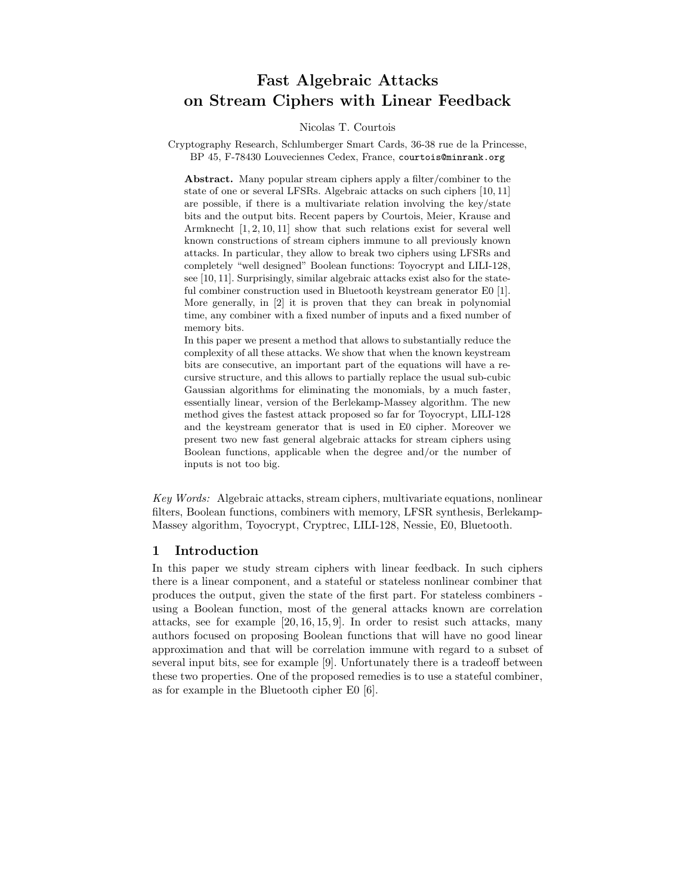# Fast Algebraic Attacks on Stream Ciphers with Linear Feedback

Nicolas T. Courtois

Cryptography Research, Schlumberger Smart Cards, 36-38 rue de la Princesse, BP 45, F-78430 Louveciennes Cedex, France, `courtois@minrank.org`

**Abstract.** Many popular stream ciphers apply a filter/combiner to the state of one or several LFSRs. Algebraic attacks on such ciphers [10, 11] are possible, if there is a multivariate relation involving the key/state bits and the output bits. Recent papers by Courtois, Meier, Krause and Armknecht [1, 2, 10, 11] show that such relations exist for several well known constructions of stream ciphers immune to all previously known attacks. In particular, they allow to break two ciphers using LFSRs and completely "well designed" Boolean functions: Toyocrypt and LILI-128, see [10, 11]. Surprisingly, similar algebraic attacks exist also for the stateful combiner construction used in Bluetooth keystream generator E0 [1]. More generally, in [2] it is proven that they can break in polynomial time, any combiner with a fixed number of inputs and a fixed number of memory bits.

In this paper we present a method that allows to substantially reduce the complexity of all these attacks. We show that when the known keystream bits are consecutive, an important part of the equations will have a recursive structure, and this allows to partially replace the usual sub-cubic Gaussian algorithms for eliminating the monomials, by a much faster, essentially linear, version of the Berlekamp-Massey algorithm. The new method gives the fastest attack proposed so far for Toyocrypt, LILI-128 and the keystream generator that is used in E0 cipher. Moreover we present two new fast general algebraic attacks for stream ciphers using Boolean functions, applicable when the degree and/or the number of inputs is not too big.

*Key Words:* Algebraic attacks, stream ciphers, multivariate equations, nonlinear filters, Boolean functions, combiners with memory, LFSR synthesis, Berlekamp-Massey algorithm, Toyocrypt, Cryptrec, LILI-128, Nessie, E0, Bluetooth.

## 1 Introduction

In this paper we study stream ciphers with linear feedback. In such ciphers there is a linear component, and a stateful or stateless nonlinear combiner that produces the output, given the state of the first part. For stateless combiners - using a Boolean function, most of the general attacks known are correlation attacks, see for example [20, 16, 15, 9]. In order to resist such attacks, many authors focused on proposing Boolean functions that will have no good linear approximation and that will be correlation immune with regard to a subset of several input bits, see for example [9]. Unfortunately there is a tradeoff between these two properties. One of the proposed remedies is to use a stateful combiner, as for example in the Bluetooth cipher E0 [6].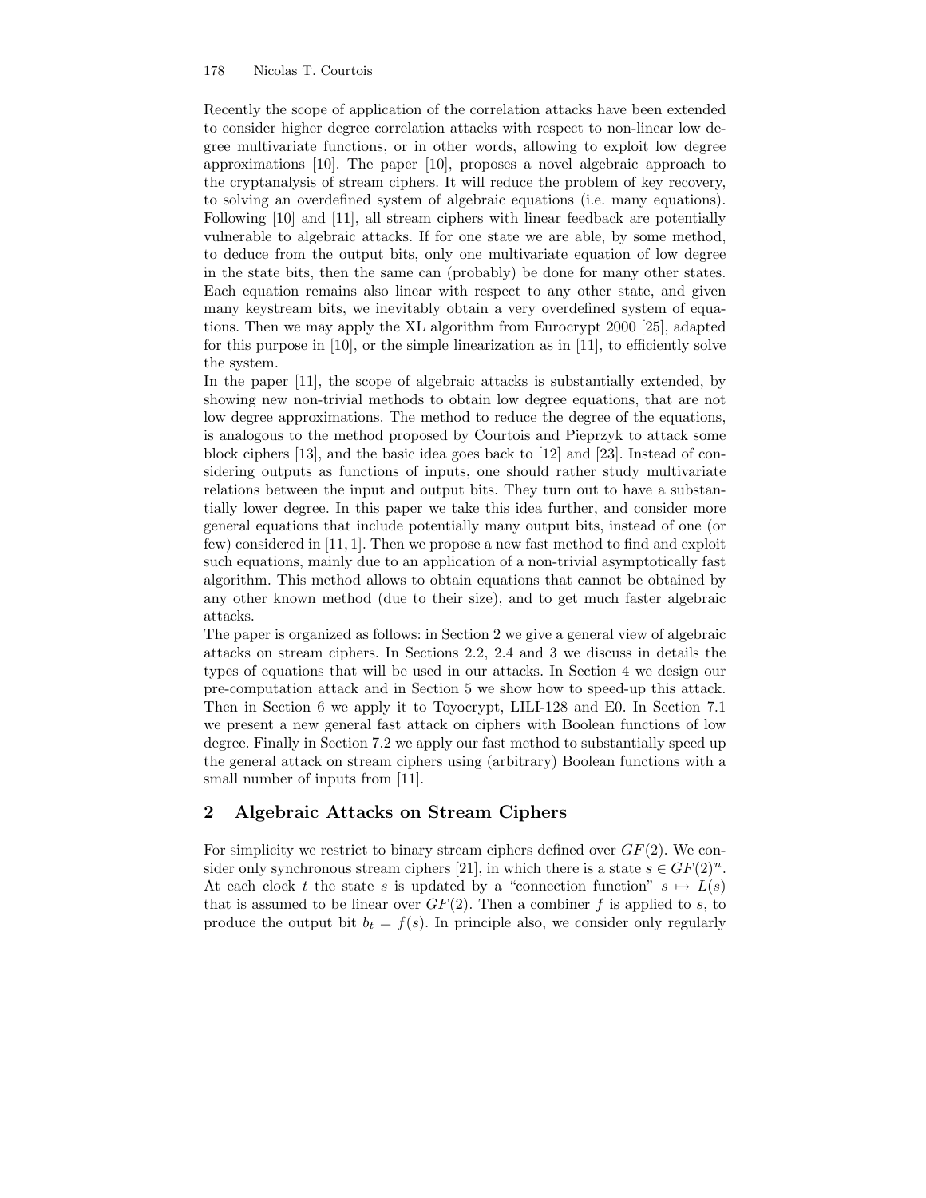Recently the scope of application of the correlation attacks have been extended to consider higher degree correlation attacks with respect to non-linear low degree multivariate functions, or in other words, allowing to exploit low degree approximations [10]. The paper [10], proposes a novel algebraic approach to the cryptanalysis of stream ciphers. It will reduce the problem of key recovery, to solving an overdefined system of algebraic equations (i.e. many equations). Following [10] and [11], all stream ciphers with linear feedback are potentially vulnerable to algebraic attacks. If for one state we are able, by some method, to deduce from the output bits, only one multivariate equation of low degree in the state bits, then the same can (probably) be done for many other states. Each equation remains also linear with respect to any other state, and given many keystream bits, we inevitably obtain a very overdefined system of equations. Then we may apply the XL algorithm from Eurocrypt 2000 [25], adapted for this purpose in [10], or the simple linearization as in [11], to efficiently solve the system.

In the paper [11], the scope of algebraic attacks is substantially extended, by showing new non-trivial methods to obtain low degree equations, that are not low degree approximations. The method to reduce the degree of the equations, is analogous to the method proposed by Courtois and Pieprzyk to attack some block ciphers [13], and the basic idea goes back to [12] and [23]. Instead of considering outputs as functions of inputs, one should rather study multivariate relations between the input and output bits. They turn out to have a substantially lower degree. In this paper we take this idea further, and consider more general equations that include potentially many output bits, instead of one (or few) considered in [11, 1]. Then we propose a new fast method to find and exploit such equations, mainly due to an application of a non-trivial asymptotically fast algorithm. This method allows to obtain equations that cannot be obtained by any other known method (due to their size), and to get much faster algebraic attacks.

The paper is organized as follows: in Section 2 we give a general view of algebraic attacks on stream ciphers. In Sections 2.2, 2.4 and 3 we discuss in details the types of equations that will be used in our attacks. In Section 4 we design our pre-computation attack and in Section 5 we show how to speed-up this attack. Then in Section 6 we apply it to Toyocrypt, LILI-128 and E0. In Section 7.1 we present a new general fast attack on ciphers with Boolean functions of low degree. Finally in Section 7.2 we apply our fast method to substantially speed up the general attack on stream ciphers using (arbitrary) Boolean functions with a small number of inputs from [11].

## 2 Algebraic Attacks on Stream Ciphers

For simplicity we restrict to binary stream ciphers defined over $GF(2)$. We consider only synchronous stream ciphers [21], in which there is a state $s \in GF(2)^n$. At each clock $t$ the state $s$ is updated by a "connection function" $s \mapsto L(s)$ that is assumed to be linear over $GF(2)$. Then a combiner $f$ is applied to $s$, to produce the output bit $b_t = f(s)$. In principle also, we consider only regularly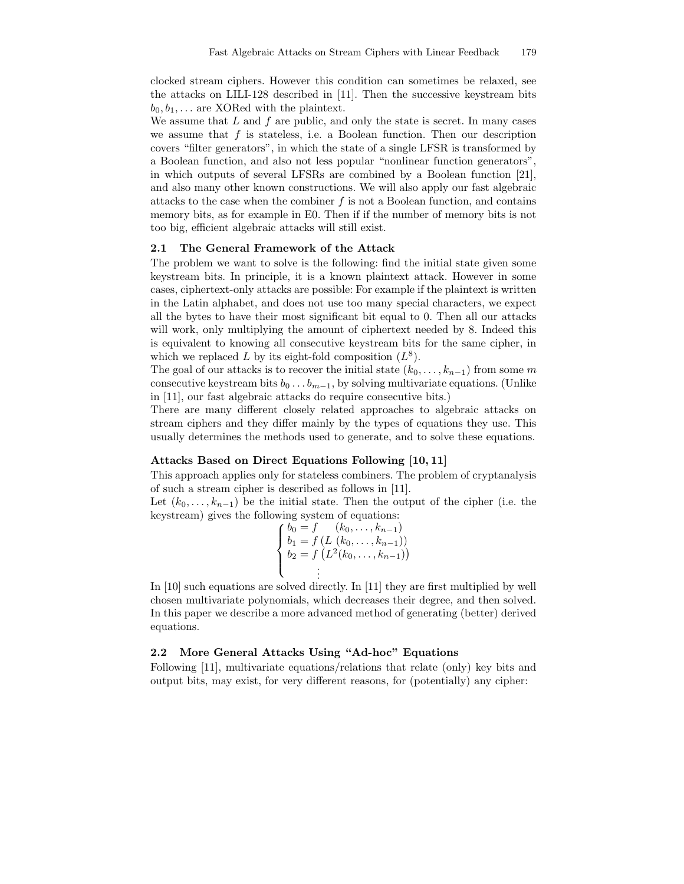clocked stream ciphers. However this condition can sometimes be relaxed, see the attacks on LILI-128 described in [11]. Then the successive keystream bits $b_0, b_1, \ldots$ are XORed with the plaintext.

We assume that $L$ and $f$ are public, and only the state is secret. In many cases we assume that $f$ is stateless, i.e. a Boolean function. Then our description covers "filter generators", in which the state of a single LFSR is transformed by a Boolean function, and also not less popular "nonlinear function generators", in which outputs of several LFSRs are combined by a Boolean function [21], and also many other known constructions. We will also apply our fast algebraic attacks to the case when the combiner $f$ is not a Boolean function, and contains memory bits, as for example in E0. Then if if the number of memory bits is not too big, efficient algebraic attacks will still exist.

### 2.1 The General Framework of the Attack

The problem we want to solve is the following: find the initial state given some keystream bits. In principle, it is a known plaintext attack. However in some cases, ciphertext-only attacks are possible: For example if the plaintext is written in the Latin alphabet, and does not use too many special characters, we expect all the bytes to have their most significant bit equal to 0. Then all our attacks will work, only multiplying the amount of ciphertext needed by 8. Indeed this is equivalent to knowing all consecutive keystream bits for the same cipher, in which we replaced $L$ by its eight-fold composition ($L^8$).

The goal of our attacks is to recover the initial state $(k_0, \ldots, k_{n-1})$ from some $m$ consecutive keystream bits $b_0 \ldots b_{m-1}$, by solving multivariate equations. (Unlike in [11], our fast algebraic attacks do require consecutive bits.)

There are many different closely related approaches to algebraic attacks on stream ciphers and they differ mainly by the types of equations they use. This usually determines the methods used to generate, and to solve these equations.

**Attacks Based on Direct Equations Following [10, 11]**

This approach applies only for stateless combiners. The problem of cryptanalysis of such a stream cipher is described as follows in [11].

Let $(k_0, \ldots, k_{n-1})$ be the initial state. Then the output of the cipher (i.e. the keystream) gives the following system of equations:

$$\begin{cases} b_0 = f \quad (k_0, \ldots, k_{n-1}) \\ b_1 = f \left(L \; (k_0, \ldots, k_{n-1})\right) \\ b_2 = f \left(L^2(k_0, \ldots, k_{n-1})\right) \\ \qquad \vdots \end{cases}$$

In [10] such equations are solved directly. In [11] they are first multiplied by well chosen multivariate polynomials, which decreases their degree, and then solved. In this paper we describe a more advanced method of generating (better) derived equations.

### 2.2 More General Attacks Using "Ad-hoc" Equations

Following [11], multivariate equations/relations that relate (only) key bits and output bits, may exist, for very different reasons, for (potentially) any cipher: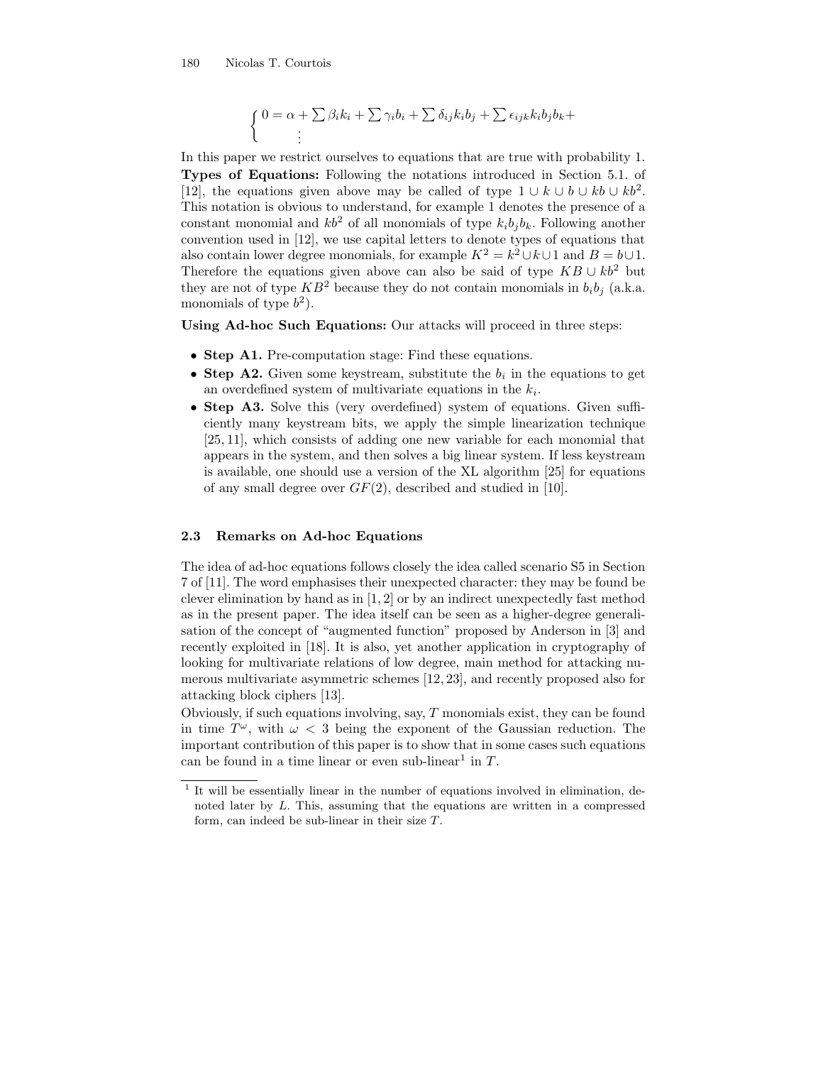$$\begin{cases} 0 = \alpha + \sum \beta_i k_i + \sum \gamma_i b_i + \sum \delta_{ij} k_i b_j + \sum \epsilon_{ijk} k_i b_j b_k + \\ \quad \vdots \end{cases}$$

In this paper we restrict ourselves to equations that are true with probability 1.

**Types of Equations:** Following the notations introduced in Section 5.1. of [12], the equations given above may be called of type $1 \cup k \cup b \cup kb \cup kb^2$. This notation is obvious to understand, for example 1 denotes the presence of a constant monomial and $kb^2$ of all monomials of type $k_i b_j b_k$. Following another convention used in [12], we use capital letters to denote types of equations that also contain lower degree monomials, for example $K^2 = k^2 \cup k \cup 1$ and $B = b \cup 1$. Therefore the equations given above can also be said of type $KB \cup kb^2$ but they are not of type $KB^2$ because they do not contain monomials in $b_i b_j$ (a.k.a. monomials of type $b^2$).

**Using Ad-hoc Such Equations:** Our attacks will proceed in three steps:

- **Step A1.** Pre-computation stage: Find these equations.
- **Step A2.** Given some keystream, substitute the $b_i$ in the equations to get an overdefined system of multivariate equations in the $k_i$.
- **Step A3.** Solve this (very overdefined) system of equations. Given sufficiently many keystream bits, we apply the simple linearization technique [25, 11], which consists of adding one new variable for each monomial that appears in the system, and then solves a big linear system. If less keystream is available, one should use a version of the XL algorithm [25] for equations of any small degree over $GF(2)$, described and studied in [10].

### 2.3 Remarks on Ad-hoc Equations

The idea of ad-hoc equations follows closely the idea called scenario S5 in Section 7 of [11]. The word emphasises their unexpected character: they may be found be clever elimination by hand as in [1, 2] or by an indirect unexpectedly fast method as in the present paper. The idea itself can be seen as a higher-degree generalisation of the concept of "augmented function" proposed by Anderson in [3] and recently exploited in [18]. It is also, yet another application in cryptography of looking for multivariate relations of low degree, main method for attacking numerous multivariate asymmetric schemes [12, 23], and recently proposed also for attacking block ciphers [13].

Obviously, if such equations involving, say, $T$ monomials exist, they can be found in time $T^\omega$, with $\omega < 3$ being the exponent of the Gaussian reduction. The important contribution of this paper is to show that in some cases such equations can be found in a time linear or even sub-linear[1] in $T$.

[1] It will be essentially linear in the number of equations involved in elimination, denoted later by $L$. This, assuming that the equations are written in a compressed form, can indeed be sub-linear in their size $T$.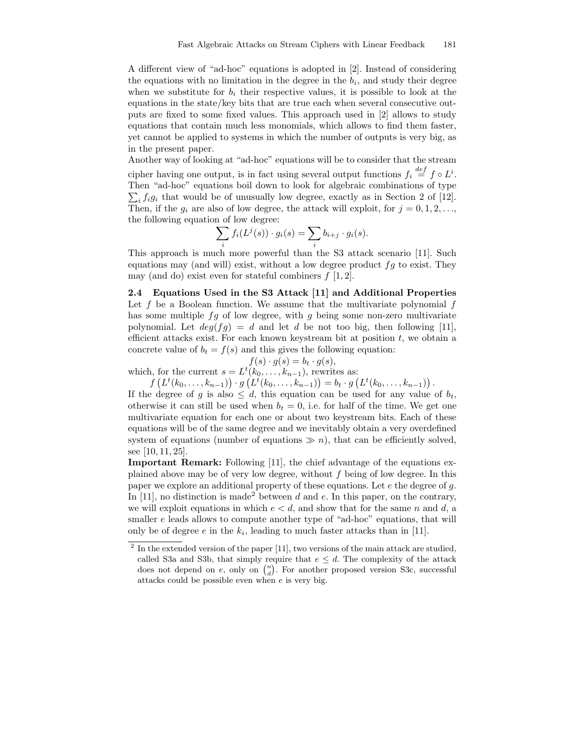A different view of "ad-hoc" equations is adopted in [2]. Instead of considering the equations with no limitation in the degree in the $b_i$, and study their degree when we substitute for $b_i$ their respective values, it is possible to look at the equations in the state/key bits that are true each when several consecutive outputs are fixed to some fixed values. This approach used in [2] allows to study equations that contain much less monomials, which allows to find them faster, yet cannot be applied to systems in which the number of outputs is very big, as in the present paper.

Another way of looking at "ad-hoc" equations will be to consider that the stream cipher having one output, is in fact using several output functions $f_i \stackrel{def}{=} f \circ L^i$. Then "ad-hoc" equations boil down to look for algebraic combinations of type $\sum_i f_i g_i$ that would be of unusually low degree, exactly as in Section 2 of [12]. Then, if the $g_i$ are also of low degree, the attack will exploit, for $j = 0, 1, 2, \ldots$, the following equation of low degree:

$$\sum_i f_i(L^j(s)) \cdot g_i(s) = \sum_i b_{i+j} \cdot g_i(s).$$

This approach is much more powerful than the S3 attack scenario [11]. Such equations may (and will) exist, without a low degree product $fg$ to exist. They may (and do) exist even for stateful combiners $f$ [1, 2].

### 2.4 Equations Used in the S3 Attack [11] and Additional Properties

Let $f$ be a Boolean function. We assume that the multivariate polynomial $f$ has some multiple $fg$ of low degree, with $g$ being some non-zero multivariate polynomial. Let $deg(fg) = d$ and let $d$ be not too big, then following [11], efficient attacks exist. For each known keystream bit at position $t$, we obtain a concrete value of $b_t = f(s)$ and this gives the following equation:

$$f(s) \cdot g(s) = b_t \cdot g(s),$$

which, for the current $s = L^t(k_0, \ldots, k_{n-1})$, rewrites as:

$$f\left(L^t(k_0, \ldots, k_{n-1})\right) \cdot g\left(L^t(k_0, \ldots, k_{n-1})\right) = b_t \cdot g\left(L^t(k_0, \ldots, k_{n-1})\right).$$

If the degree of $g$ is also $\leq d$, this equation can be used for any value of $b_t$, otherwise it can still be used when $b_t = 0$, i.e. for half of the time. We get one multivariate equation for each one or about two keystream bits. Each of these equations will be of the same degree and we inevitably obtain a very overdefined system of equations (number of equations $\gg n$), that can be efficiently solved, see [10, 11, 25].

**Important Remark:** Following [11], the chief advantage of the equations explained above may be of very low degree, without $f$ being of low degree. In this paper we explore an additional property of these equations. Let $e$ the degree of $g$. In [11], no distinction is made[2] between $d$ and $e$. In this paper, on the contrary, we will exploit equations in which $e < d$, and show that for the same $n$ and $d$, a smaller $e$ leads allows to compute another type of "ad-hoc" equations, that will only be of degree $e$ in the $k_i$, leading to much faster attacks than in [11].

[2] In the extended version of the paper [11], two versions of the main attack are studied, called S3a and S3b, that simply require that $e \leq d$. The complexity of the attack does not depend on $e$, only on $\binom{n}{d}$. For another proposed version S3c, successful attacks could be possible even when $e$ is very big.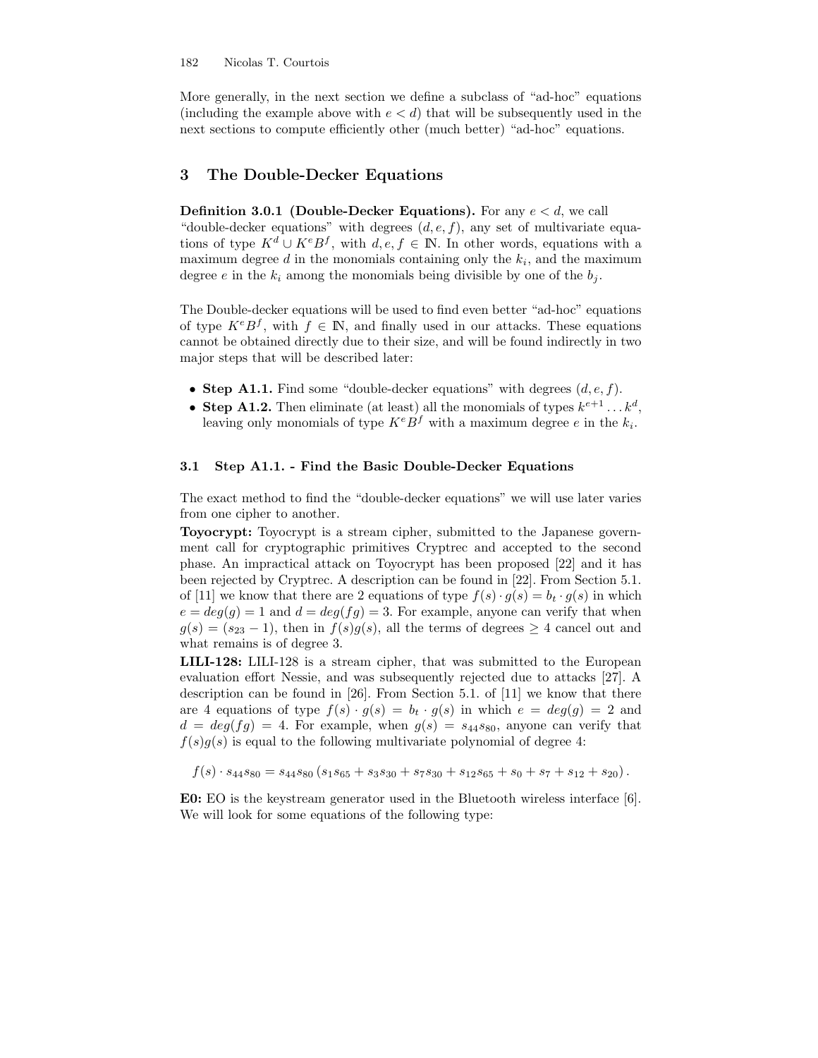More generally, in the next section we define a subclass of "ad-hoc" equations (including the example above with $e < d$) that will be subsequently used in the next sections to compute efficiently other (much better) "ad-hoc" equations.

## 3 The Double-Decker Equations

**Definition 3.0.1 (Double-Decker Equations).** For any $e < d$, we call "double-decker equations" with degrees $(d, e, f)$, any set of multivariate equations of type $K^d \cup K^e B^f$, with $d, e, f \in \mathbb{N}$. In other words, equations with a maximum degree $d$ in the monomials containing only the $k_i$, and the maximum degree $e$ in the $k_i$ among the monomials being divisible by one of the $b_j$.

The Double-decker equations will be used to find even better "ad-hoc" equations of type $K^e B^f$, with $f \in \mathbb{N}$, and finally used in our attacks. These equations cannot be obtained directly due to their size, and will be found indirectly in two major steps that will be described later:

- **Step A1.1.** Find some "double-decker equations" with degrees $(d, e, f)$.
- **Step A1.2.** Then eliminate (at least) all the monomials of types $k^{e+1} \ldots k^d$, leaving only monomials of type $K^e B^f$ with a maximum degree $e$ in the $k_i$.

### 3.1 Step A1.1. - Find the Basic Double-Decker Equations

The exact method to find the "double-decker equations" we will use later varies from one cipher to another.

**Toyocrypt:** Toyocrypt is a stream cipher, submitted to the Japanese government call for cryptographic primitives Cryptrec and accepted to the second phase. An impractical attack on Toyocrypt has been proposed [22] and it has been rejected by Cryptrec. A description can be found in [22]. From Section 5.1. of [11] we know that there are 2 equations of type $f(s) \cdot g(s) = b_t \cdot g(s)$ in which $e = deg(g) = 1$ and $d = deg(fg) = 3$. For example, anyone can verify that when $g(s) = (s_{23} - 1)$, then in $f(s)g(s)$, all the terms of degrees $\geq 4$ cancel out and what remains is of degree 3.

**LILI-128:** LILI-128 is a stream cipher, that was submitted to the European evaluation effort Nessie, and was subsequently rejected due to attacks [27]. A description can be found in [26]. From Section 5.1. of [11] we know that there are 4 equations of type $f(s) \cdot g(s) = b_t \cdot g(s)$ in which $e = deg(g) = 2$ and $d = deg(fg) = 4$. For example, when $g(s) = s_{44}s_{80}$, anyone can verify that $f(s)g(s)$ is equal to the following multivariate polynomial of degree 4:

$$f(s) \cdot s_{44}s_{80} = s_{44}s_{80} \left( s_1 s_{65} + s_3 s_{30} + s_7 s_{30} + s_{12} s_{65} + s_0 + s_7 + s_{12} + s_{20} \right).$$

**E0:** EO is the keystream generator used in the Bluetooth wireless interface [6]. We will look for some equations of the following type: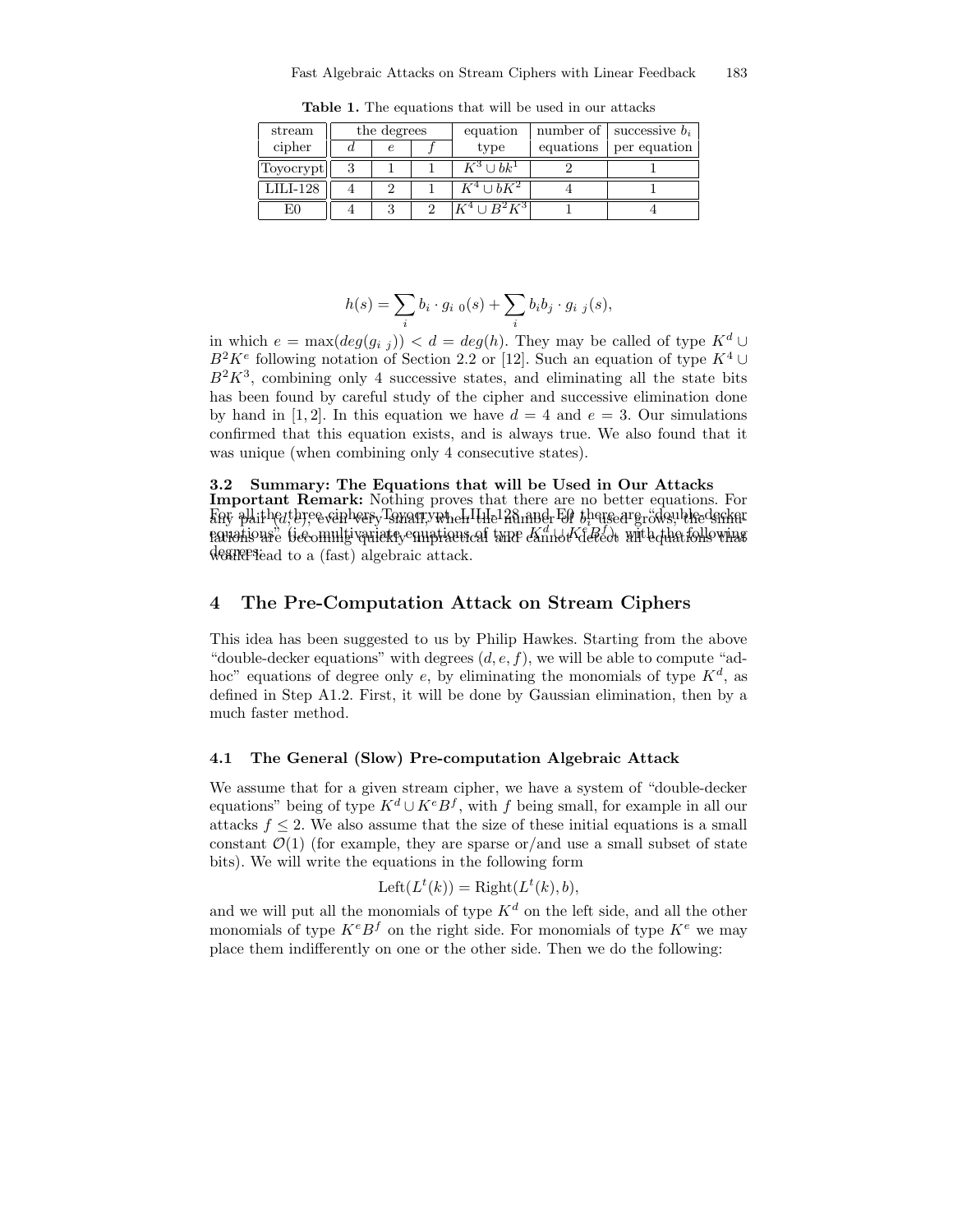**Table 1.** The equations that will be used in our attacks

| stream cipher | the degrees | | | equation type | number of equations | successive $b_i$ per equation |
|---|---|---|---|---|---|---|
| | $d$ | $e$ | $f$ | | | |
| Toyocrypt | 3 | 1 | 1 | $K^3 \cup bk^1$ | 2 | 1 |
| LILI-128 | 4 | 2 | 1 | $K^4 \cup bK^2$ | 4 | 1 |
| E0 | 4 | 3 | 2 | $K^4 \cup B^2K^3$ | 1 | 4 |

$$h(s) = \sum_i b_i \cdot g_{i\ 0}(s) + \sum_i b_i b_j \cdot g_{i\ j}(s),$$

in which $e = \max(deg(g_{i\ j})) < d = deg(h)$. They may be called of type $K^d \cup B^2K^e$ following notation of Section 2.2 or [12]. Such an equation of type $K^4 \cup B^2K^3$, combining only 4 successive states, and eliminating all the state bits has been found by careful study of the cipher and successive elimination done by hand in [1, 2]. In this equation we have $d = 4$ and $e = 3$. Our simulations confirmed that this equation exists, and is always true. We also found that it was unique (when combining only 4 consecutive states).

**Important Remark:** Nothing proves that there are no better equations. For any pair $(d, e)$, even very small, when the number of $b_i$ used grows, the simulations are becoming quickly impractical and cannot detect all equations that would lead to a (fast) algebraic attack.

### 3.2 Summary: The Equations that will be Used in Our Attacks

For all the three ciphers Toyocrypt, LILI-128 and E0 there are "double-decker equations" (i.e. multivariate equations of type $K^d \cup K^eB^f$), with the following degrees:

## 4 The Pre-Computation Attack on Stream Ciphers

This idea has been suggested to us by Philip Hawkes. Starting from the above "double-decker equations" with degrees $(d, e, f)$, we will be able to compute "ad-hoc" equations of degree only $e$, by eliminating the monomials of type $K^d$, as defined in Step A1.2. First, it will be done by Gaussian elimination, then by a much faster method.

### 4.1 The General (Slow) Pre-computation Algebraic Attack

We assume that for a given stream cipher, we have a system of "double-decker equations" being of type $K^d \cup K^eB^f$, with $f$ being small, for example in all our attacks $f \leq 2$. We also assume that the size of these initial equations is a small constant $\mathcal{O}(1)$ (for example, they are sparse or/and use a small subset of state bits). We will write the equations in the following form

$$\text{Left}(L^t(k)) = \text{Right}(L^t(k), b),$$

and we will put all the monomials of type $K^d$ on the left side, and all the other monomials of type $K^eB^f$ on the right side. For monomials of type $K^e$ we may place them indifferently on one or the other side. Then we do the following: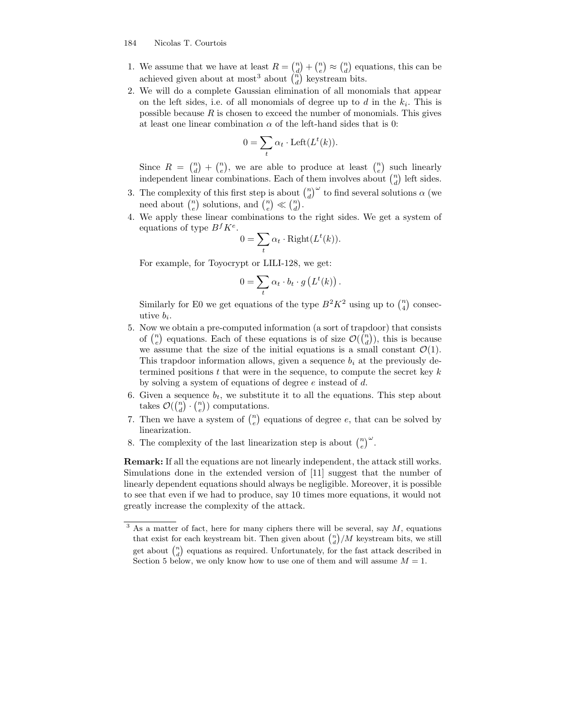1. We assume that we have at least $R = \binom{n}{d} + \binom{n}{e} \approx \binom{n}{d}$ equations, this can be achieved given about at most[3] about $\binom{n}{d}$ keystream bits.
2. We will do a complete Gaussian elimination of all monomials that appear on the left sides, i.e. of all monomials of degree up to $d$ in the $k_i$. This is possible because $R$ is chosen to exceed the number of monomials. This gives at least one linear combination $\alpha$ of the left-hand sides that is 0:
$$0 = \sum_t \alpha_t \cdot \text{Left}(L^t(k)).$$
Since $R = \binom{n}{d} + \binom{n}{e}$, we are able to produce at least $\binom{n}{e}$ such linearly independent linear combinations. Each of them involves about $\binom{n}{d}$ left sides.
3. The complexity of this first step is about $\binom{n}{d}^\omega$ to find several solutions $\alpha$ (we need about $\binom{n}{e}$ solutions, and $\binom{n}{e} \ll \binom{n}{d}$.
4. We apply these linear combinations to the right sides. We get a system of equations of type $B^f K^e$.
$$0 = \sum_t \alpha_t \cdot \text{Right}(L^t(k)).$$
For example, for Toyocrypt or LILI-128, we get:
$$0 = \sum_t \alpha_t \cdot b_t \cdot g\left(L^t(k)\right).$$
Similarly for E0 we get equations of the type $B^2 K^2$ using up to $\binom{n}{4}$ consecutive $b_i$.
5. Now we obtain a pre-computed information (a sort of trapdoor) that consists of $\binom{n}{e}$ equations. Each of these equations is of size $\mathcal{O}(\binom{n}{d})$, this is because we assume that the size of the initial equations is a small constant $\mathcal{O}(1)$. This trapdoor information allows, given a sequence $b_i$ at the previously determined positions $t$ that were in the sequence, to compute the secret key $k$ by solving a system of equations of degree $e$ instead of $d$.
6. Given a sequence $b_t$, we substitute it to all the equations. This step about takes $\mathcal{O}(\binom{n}{d} \cdot \binom{n}{e})$ computations.
7. Then we have a system of $\binom{n}{e}$ equations of degree $e$, that can be solved by linearization.
8. The complexity of the last linearization step is about $\binom{n}{e}^\omega$.

**Remark:** If all the equations are not linearly independent, the attack still works. Simulations done in the extended version of [11] suggest that the number of linearly dependent equations should always be negligible. Moreover, it is possible to see that even if we had to produce, say 10 times more equations, it would not greatly increase the complexity of the attack.

[3] As a matter of fact, here for many ciphers there will be several, say $M$, equations that exist for each keystream bit. Then given about $\binom{n}{d}/M$ keystream bits, we still get about $\binom{n}{d}$ equations as required. Unfortunately, for the fast attack described in Section 5 below, we only know how to use one of them and will assume $M = 1$.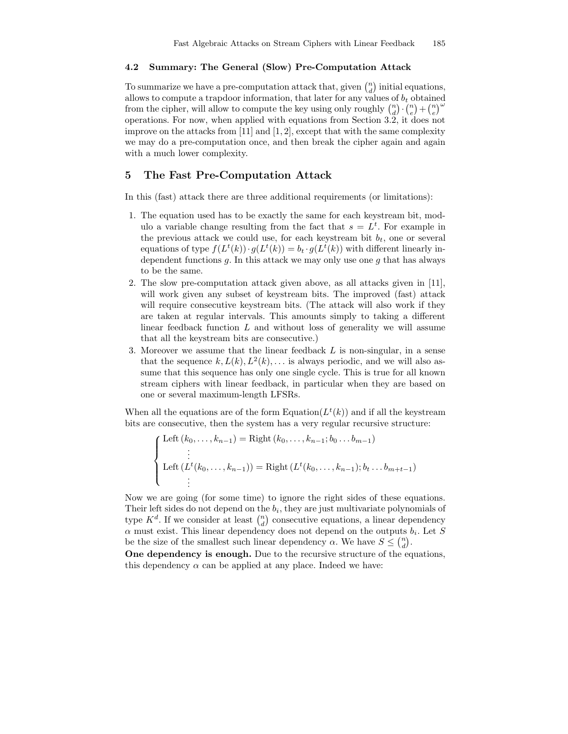### 4.2 Summary: The General (Slow) Pre-Computation Attack

To summarize we have a pre-computation attack that, given $\binom{n}{d}$ initial equations, allows to compute a trapdoor information, that later for any values of $b_t$ obtained from the cipher, will allow to compute the key using only roughly $\binom{n}{d} \cdot \binom{n}{e} + \binom{n}{e}^{\omega}$ operations. For now, when applied with equations from Section 3.2, it does not improve on the attacks from [11] and [1, 2], except that with the same complexity we may do a pre-computation once, and then break the cipher again and again with a much lower complexity.

## 5 The Fast Pre-Computation Attack

In this (fast) attack there are three additional requirements (or limitations):

1. The equation used has to be exactly the same for each keystream bit, modulo a variable change resulting from the fact that $s = L^t$. For example in the previous attack we could use, for each keystream bit $b_t$, one or several equations of type $f(L^t(k)) \cdot g(L^t(k)) = b_t \cdot g(L^t(k))$ with different linearly independent functions $g$. In this attack we may only use one $g$ that has always to be the same.
2. The slow pre-computation attack given above, as all attacks given in [11], will work given any subset of keystream bits. The improved (fast) attack will require consecutive keystream bits. (The attack will also work if they are taken at regular intervals. This amounts simply to taking a different linear feedback function $L$ and without loss of generality we will assume that all the keystream bits are consecutive.)
3. Moreover we assume that the linear feedback $L$ is non-singular, in a sense that the sequence $k, L(k), L^2(k), \ldots$ is always periodic, and we will also assume that this sequence has only one single cycle. This is true for all known stream ciphers with linear feedback, in particular when they are based on one or several maximum-length LFSRs.

When all the equations are of the form Equation$(L^t(k))$ and if all the keystream bits are consecutive, then the system has a very regular recursive structure:

$$\begin{cases} \text{Left}\,(k_0, \ldots, k_{n-1}) = \text{Right}\,(k_0, \ldots, k_{n-1}; b_0 \ldots b_{m-1}) \\ \quad\vdots \\ \text{Left}\,(L^t(k_0, \ldots, k_{n-1})) = \text{Right}\,(L^t(k_0, \ldots, k_{n-1}); b_t \ldots b_{m+t-1}) \\ \quad\vdots \end{cases}$$

Now we are going (for some time) to ignore the right sides of these equations. Their left sides do not depend on the $b_i$, they are just multivariate polynomials of type $K^d$. If we consider at least $\binom{n}{d}$ consecutive equations, a linear dependency $\alpha$ must exist. This linear dependency does not depend on the outputs $b_i$. Let $S$ be the size of the smallest such linear dependency $\alpha$. We have $S \leq \binom{n}{d}$.

**One dependency is enough.** Due to the recursive structure of the equations, this dependency $\alpha$ can be applied at any place. Indeed we have: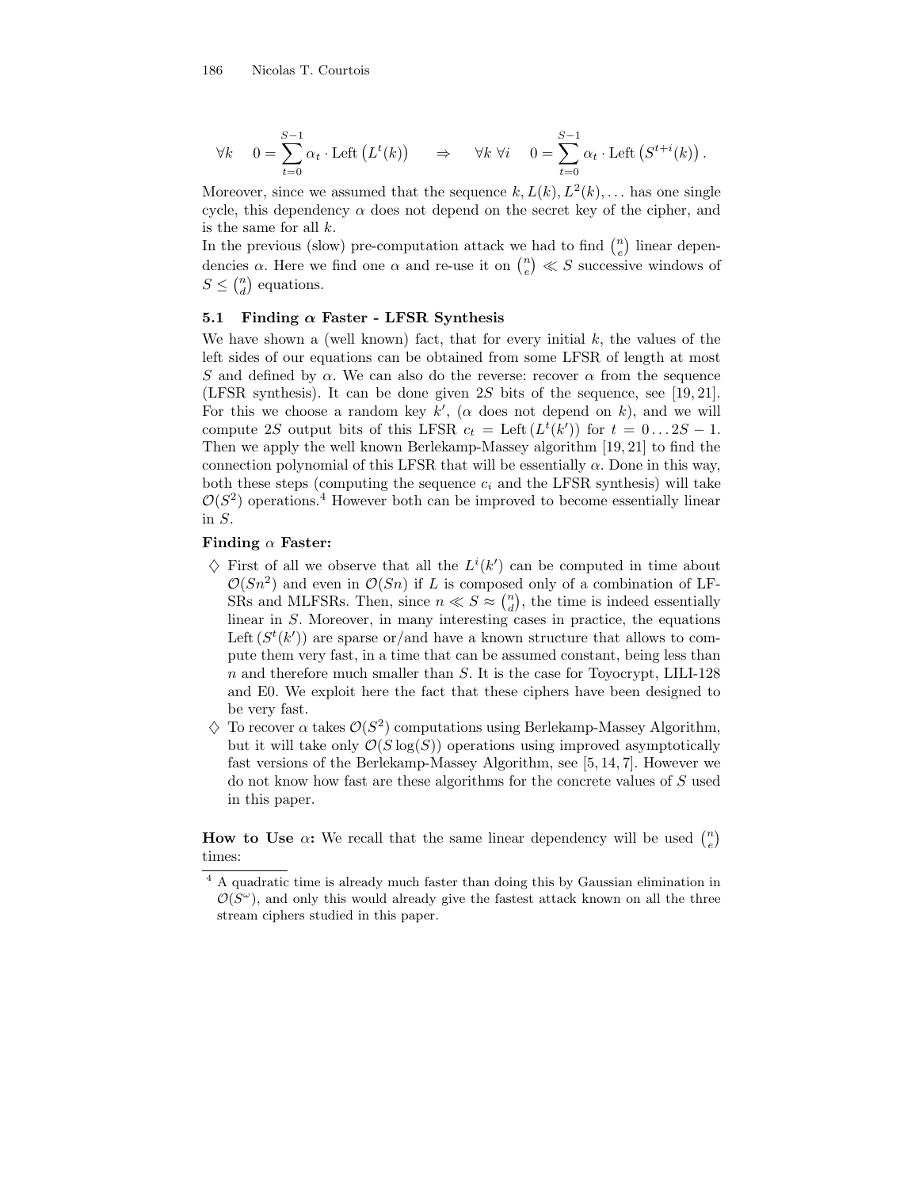$$\forall k \quad 0 = \sum_{t=0}^{S-1} \alpha_t \cdot \text{Left}\left(L^t(k)\right) \quad \Rightarrow \quad \forall k \ \forall i \quad 0 = \sum_{t=0}^{S-1} \alpha_t \cdot \text{Left}\left(S^{t+i}(k)\right).$$

Moreover, since we assumed that the sequence $k, L(k), L^2(k), \ldots$ has one single cycle, this dependency $\alpha$ does not depend on the secret key of the cipher, and is the same for all $k$.

In the previous (slow) pre-computation attack we had to find $\binom{n}{e}$ linear dependencies $\alpha$. Here we find one $\alpha$ and re-use it on $\binom{n}{e} \ll S$ successive windows of $S \leq \binom{n}{d}$ equations.

### 5.1 Finding $\alpha$ Faster - LFSR Synthesis

We have shown a (well known) fact, that for every initial $k$, the values of the left sides of our equations can be obtained from some LFSR of length at most $S$ and defined by $\alpha$. We can also do the reverse: recover $\alpha$ from the sequence (LFSR synthesis). It can be done given $2S$ bits of the sequence, see [19, 21]. For this we choose a random key $k'$, ($\alpha$ does not depend on $k$), and we will compute $2S$ output bits of this LFSR $c_t = \text{Left}\left(L^t(k')\right)$ for $t = 0 \ldots 2S-1$. Then we apply the well known Berlekamp-Massey algorithm [19, 21] to find the connection polynomial of this LFSR that will be essentially $\alpha$. Done in this way, both these steps (computing the sequence $c_i$ and the LFSR synthesis) will take $\mathcal{O}(S^2)$ operations.[4] However both can be improved to become essentially linear in $S$.

**Finding $\alpha$ Faster:**

- ♢ First of all we observe that all the $L^i(k')$ can be computed in time about $\mathcal{O}(Sn^2)$ and even in $\mathcal{O}(Sn)$ if $L$ is composed only of a combination of LFSRs and MLFSRs. Then, since $n \ll S \approx \binom{n}{d}$, the time is indeed essentially linear in $S$. Moreover, in many interesting cases in practice, the equations $\text{Left}\left(S^t(k')\right)$ are sparse or/and have a known structure that allows to compute them very fast, in a time that can be assumed constant, being less than $n$ and therefore much smaller than $S$. It is the case for Toyocrypt, LILI-128 and E0. We exploit here the fact that these ciphers have been designed to be very fast.
- ♢ To recover $\alpha$ takes $\mathcal{O}(S^2)$ computations using Berlekamp-Massey Algorithm, but it will take only $\mathcal{O}(S\log(S))$ operations using improved asymptotically fast versions of the Berlekamp-Massey Algorithm, see [5, 14, 7]. However we do not know how fast are these algorithms for the concrete values of $S$ used in this paper.

**How to Use $\alpha$:** We recall that the same linear dependency will be used $\binom{n}{e}$ times:

[4] A quadratic time is already much faster than doing this by Gaussian elimination in $\mathcal{O}(S^\omega)$, and only this would already give the fastest attack known on all the three stream ciphers studied in this paper.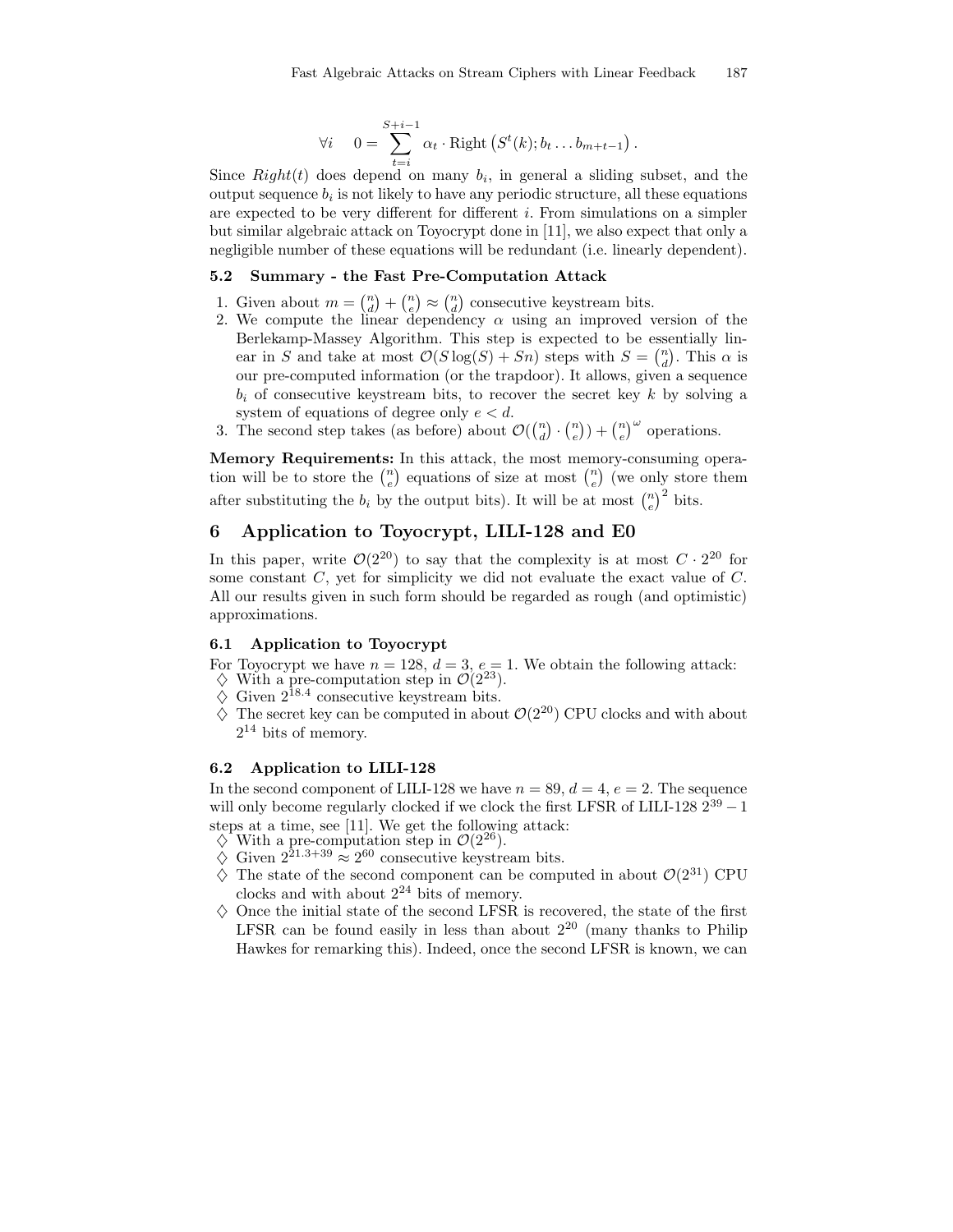$$\forall i \quad 0 = \sum_{t=i}^{S+i-1} \alpha_t \cdot \text{Right}\left(S^t(k); b_t \dots b_{m+t-1}\right).$$

Since $Right(t)$ does depend on many $b_i$, in general a sliding subset, and the output sequence $b_i$ is not likely to have any periodic structure, all these equations are expected to be very different for different $i$. From simulations on a simpler but similar algebraic attack on Toyocrypt done in [11], we also expect that only a negligible number of these equations will be redundant (i.e. linearly dependent).

### 5.2 Summary - the Fast Pre-Computation Attack

1. Given about $m = \binom{n}{d} + \binom{n}{e} \approx \binom{n}{d}$ consecutive keystream bits.
2. We compute the linear dependency $\alpha$ using an improved version of the Berlekamp-Massey Algorithm. This step is expected to be essentially linear in $S$ and take at most $\mathcal{O}(S\log(S) + Sn)$ steps with $S = \binom{n}{d}$. This $\alpha$ is our pre-computed information (or the trapdoor). It allows, given a sequence $b_i$ of consecutive keystream bits, to recover the secret key $k$ by solving a system of equations of degree only $e < d$.
3. The second step takes (as before) about $\mathcal{O}(\binom{n}{d} \cdot \binom{n}{e}) + \binom{n}{e}^{\omega}$ operations.

**Memory Requirements:** In this attack, the most memory-consuming operation will be to store the $\binom{n}{e}$ equations of size at most $\binom{n}{e}$ (we only store them after substituting the $b_i$ by the output bits). It will be at most $\binom{n}{e}^2$ bits.

## 6 Application to Toyocrypt, LILI-128 and E0

In this paper, write $\mathcal{O}(2^{20})$ to say that the complexity is at most $C \cdot 2^{20}$ for some constant $C$, yet for simplicity we did not evaluate the exact value of $C$. All our results given in such form should be regarded as rough (and optimistic) approximations.

### 6.1 Application to Toyocrypt

For Toyocrypt we have $n = 128$, $d = 3$, $e = 1$. We obtain the following attack:

- ♢ With a pre-computation step in $\mathcal{O}(2^{23})$.
- ♢ Given $2^{18.4}$ consecutive keystream bits.
- ♢ The secret key can be computed in about $\mathcal{O}(2^{20})$ CPU clocks and with about $2^{14}$ bits of memory.

### 6.2 Application to LILI-128

In the second component of LILI-128 we have $n = 89$, $d = 4$, $e = 2$. The sequence will only become regularly clocked if we clock the first LFSR of LILI-128 $2^{39} - 1$ steps at a time, see [11]. We get the following attack:

- ♢ With a pre-computation step in $\mathcal{O}(2^{26})$.
- ♢ Given $2^{21.3+39} \approx 2^{60}$ consecutive keystream bits.
- ♢ The state of the second component can be computed in about $\mathcal{O}(2^{31})$ CPU clocks and with about $2^{24}$ bits of memory.
- ♢ Once the initial state of the second LFSR is recovered, the state of the first LFSR can be found easily in less than about $2^{20}$ (many thanks to Philip Hawkes for remarking this). Indeed, once the second LFSR is known, we can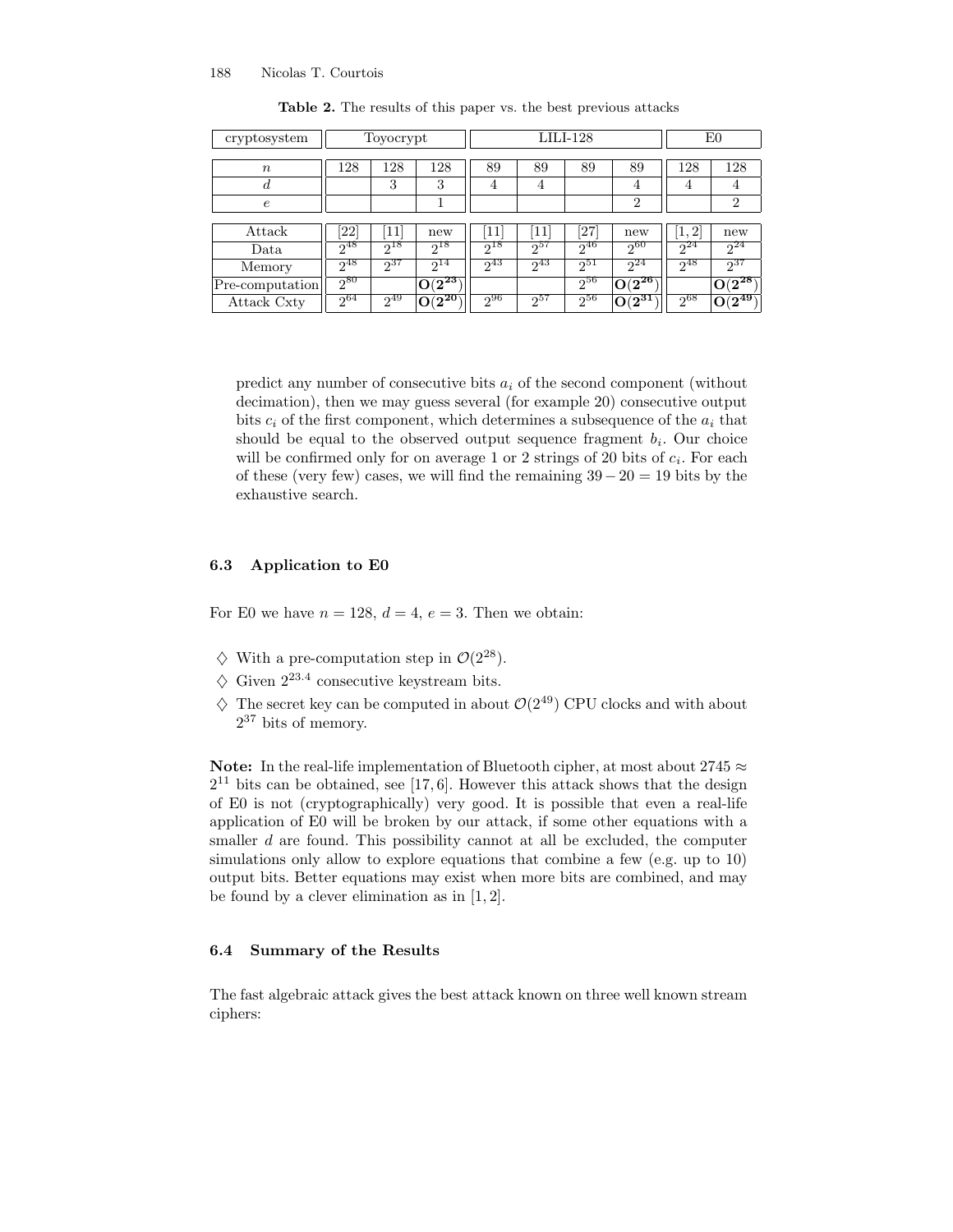**Table 2.** The results of this paper vs. the best previous attacks

| cryptosystem | Toyocrypt | | | LILI-128 | | | | E0 | |
|---|---|---|---|---|---|---|---|---|---|
| $n$ | 128 | 128 | 128 | 89 | 89 | 89 | 89 | 128 | 128 |
| $d$ | | 3 | 3 | 4 | 4 | | 4 | 4 | 4 |
| $e$ | | | 1 | | | | 2 | | 2 |
| Attack | [22] | [11] | new | [11] | [11] | [27] | new | [1, 2] | new |
| Data | $2^{48}$ | $2^{18}$ | $2^{18}$ | $2^{18}$ | $2^{57}$ | $2^{46}$ | $2^{60}$ | $2^{24}$ | $2^{24}$ |
| Memory | $2^{48}$ | $2^{37}$ | $2^{14}$ | $2^{43}$ | $2^{43}$ | $2^{51}$ | $2^{24}$ | $2^{48}$ | $2^{37}$ |
| Pre-computation | $2^{80}$ | | $\mathbf{O(2^{23})}$ | | | $2^{56}$ | $\mathbf{O(2^{26})}$ | | $\mathbf{O(2^{28})}$ |
| Attack Cxty | $2^{64}$ | $2^{49}$ | $\mathbf{O(2^{20})}$ | $2^{96}$ | $2^{57}$ | $2^{56}$ | $\mathbf{O(2^{31})}$ | $2^{68}$ | $\mathbf{O(2^{49})}$ |

predict any number of consecutive bits $a_i$ of the second component (without decimation), then we may guess several (for example 20) consecutive output bits $c_i$ of the first component, which determines a subsequence of the $a_i$ that should be equal to the observed output sequence fragment $b_i$. Our choice will be confirmed only for on average 1 or 2 strings of 20 bits of $c_i$. For each of these (very few) cases, we will find the remaining $39 - 20 = 19$ bits by the exhaustive search.

### 6.3 Application to E0

For E0 we have $n = 128$, $d = 4$, $e = 3$. Then we obtain:

- ♢ With a pre-computation step in $\mathcal{O}(2^{28})$.
- ♢ Given $2^{23.4}$ consecutive keystream bits.
- ♢ The secret key can be computed in about $\mathcal{O}(2^{49})$ CPU clocks and with about $2^{37}$ bits of memory.

**Note:** In the real-life implementation of Bluetooth cipher, at most about $2745 \approx 2^{11}$ bits can be obtained, see [17, 6]. However this attack shows that the design of E0 is not (cryptographically) very good. It is possible that even a real-life application of E0 will be broken by our attack, if some other equations with a smaller $d$ are found. This possibility cannot at all be excluded, the computer simulations only allow to explore equations that combine a few (e.g. up to 10) output bits. Better equations may exist when more bits are combined, and may be found by a clever elimination as in [1, 2].

### 6.4 Summary of the Results

The fast algebraic attack gives the best attack known on three well known stream ciphers: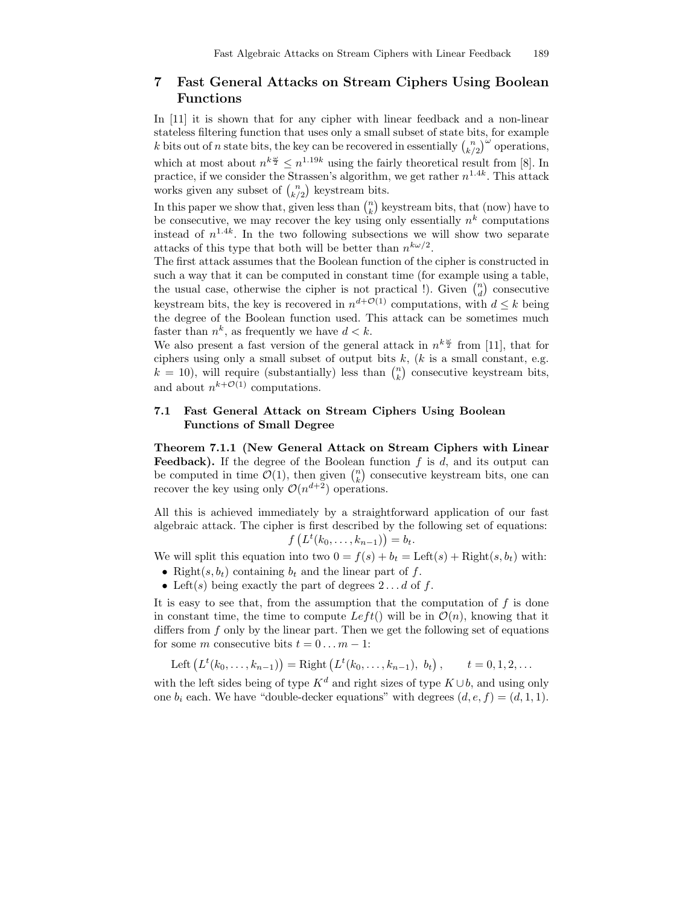## 7 Fast General Attacks on Stream Ciphers Using Boolean Functions

In [11] it is shown that for any cipher with linear feedback and a non-linear stateless filtering function that uses only a small subset of state bits, for example $k$ bits out of $n$ state bits, the key can be recovered in essentially $\binom{n}{k/2}^{\omega}$ operations, which at most about $n^{k\frac{\omega}{2}} \leq n^{1.19k}$ using the fairly theoretical result from [8]. In practice, if we consider the Strassen's algorithm, we get rather $n^{1.4k}$. This attack works given any subset of $\binom{n}{k/2}$ keystream bits.

In this paper we show that, given less than $\binom{n}{k}$ keystream bits, that (now) have to be consecutive, we may recover the key using only essentially $n^k$ computations instead of $n^{1.4k}$. In the two following subsections we will show two separate attacks of this type that both will be better than $n^{k\omega/2}$.

The first attack assumes that the Boolean function of the cipher is constructed in such a way that it can be computed in constant time (for example using a table, the usual case, otherwise the cipher is not practical !). Given $\binom{n}{d}$ consecutive keystream bits, the key is recovered in $n^{d+\mathcal{O}(1)}$ computations, with $d \leq k$ being the degree of the Boolean function used. This attack can be sometimes much faster than $n^k$, as frequently we have $d < k$.

We also present a fast version of the general attack in $n^{k\frac{\omega}{2}}$ from [11], that for ciphers using only a small subset of output bits $k$, ($k$ is a small constant, e.g. $k = 10$), will require (substantially) less than $\binom{n}{k}$ consecutive keystream bits, and about $n^{k+\mathcal{O}(1)}$ computations.

### 7.1 Fast General Attack on Stream Ciphers Using Boolean Functions of Small Degree

**Theorem 7.1.1 (New General Attack on Stream Ciphers with Linear Feedback).** If the degree of the Boolean function $f$ is $d$, and its output can be computed in time $\mathcal{O}(1)$, then given $\binom{n}{k}$ consecutive keystream bits, one can recover the key using only $\mathcal{O}(n^{d+2})$ operations.

All this is achieved immediately by a straightforward application of our fast algebraic attack. The cipher is first described by the following set of equations:

$$f\left(L^t(k_0, \ldots, k_{n-1})\right) = b_t.$$

We will split this equation into two $0 = f(s) + b_t = \text{Left}(s) + \text{Right}(s, b_t)$ with:

- $\text{Right}(s, b_t)$ containing $b_t$ and the linear part of $f$.
- $\text{Left}(s)$ being exactly the part of degrees $2 \ldots d$ of $f$.

It is easy to see that, from the assumption that the computation of $f$ is done in constant time, the time to compute $Left()$ will be in $\mathcal{O}(n)$, knowing that it differs from $f$ only by the linear part. Then we get the following set of equations for some $m$ consecutive bits $t = 0 \ldots m-1$:

$$\text{Left}\left(L^t(k_0, \ldots, k_{n-1})\right) = \text{Right}\left(L^t(k_0, \ldots, k_{n-1}),\ b_t\right), \qquad t = 0, 1, 2, \ldots$$

with the left sides being of type $K^d$ and right sizes of type $K \cup b$, and using only one $b_i$ each. We have "double-decker equations" with degrees $(d, e, f) = (d, 1, 1)$.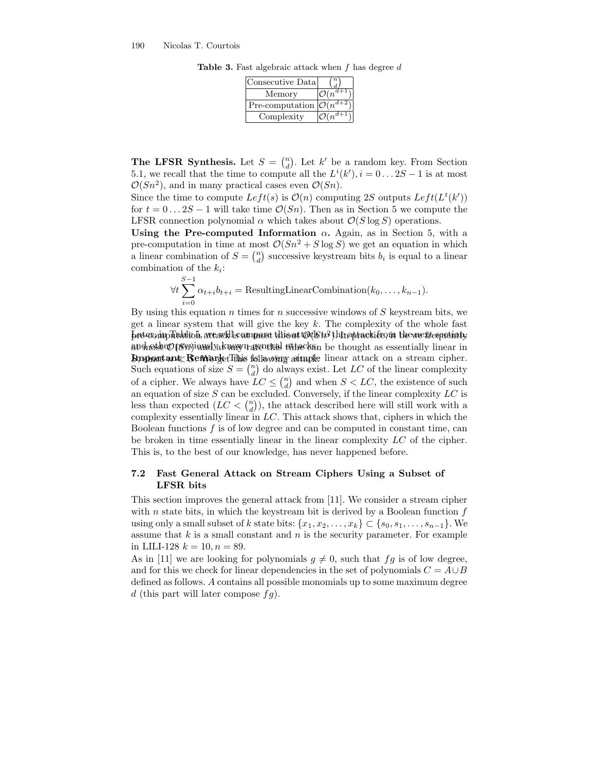**Table 3.** Fast algebraic attack when $f$ has degree $d$

| Consecutive Data | $\binom{n}{d}$ |
|---|---|
| Memory | $\mathcal{O}(n^{d+1})$ |
| Pre-computation | $\mathcal{O}(n^{d+2})$ |
| Complexity | $\mathcal{O}(n^{d+1})$ |

**The LFSR Synthesis.** Let $S = \binom{n}{d}$. Let $k'$ be a random key. From Section 5.1, we recall that the time to compute all the $L^i(k'), i = 0 \ldots 2S-1$ is at most $\mathcal{O}(Sn^2)$, and in many practical cases even $\mathcal{O}(Sn)$.
Since the time to compute $Left(s)$ is $\mathcal{O}(n)$ computing $2S$ outputs $Left(L^t(k'))$ for $t = 0 \ldots 2S-1$ will take time $\mathcal{O}(Sn)$. Then as in Section 5 we compute the LFSR connection polynomial $\alpha$ which takes about $\mathcal{O}(S \log S)$ operations.
**Using the Pre-computed Information $\alpha$.** Again, as in Section 5, with a pre-computation in time at most $\mathcal{O}(Sn^2 + S \log S)$ we get an equation in which a linear combination of $S = \binom{n}{d}$ successive keystream bits $b_i$ is equal to a linear combination of the $k_i$:

$$\forall t \sum_{i=0}^{S-1} \alpha_{t+i} b_{t+i} = \text{ResultingLinearCombination}(k_0, \ldots, k_{n-1}).$$

By using this equation $n$ times for $n$ successive windows of $S$ keystream bits, we get a linear system that will give the key $k$. The complexity of the whole fast pre-computation attack is at most about $\mathcal{O}(Sn^2)$. In practice, it will be very frequently at most $\mathcal{O}(Sn)$ and at any rate this time can be thought as essentially linear in $S$, since $n \ll S$. We get the following attack. Later, in Table 5, we will compare this attack to the attack from the next section and other previously known general attacks.

**Important Remark:** This is a very simple linear attack on a stream cipher. Such equations of size $S = \binom{n}{d}$ do always exist. Let $LC$ of the linear complexity of a cipher. We always have $LC \leq \binom{n}{d}$ and when $S < LC$, the existence of such an equation of size $S$ can be excluded. Conversely, if the linear complexity $LC$ is less than expected ($LC < \binom{n}{d}$), the attack described here will still work with a complexity essentially linear in $LC$. This attack shows that, ciphers in which the Boolean functions $f$ is of low degree and can be computed in constant time, can be broken in time essentially linear in the linear complexity $LC$ of the cipher. This is, to the best of our knowledge, has never happened before.

### 7.2 Fast General Attack on Stream Ciphers Using a Subset of LFSR bits

This section improves the general attack from [11]. We consider a stream cipher with $n$ state bits, in which the keystream bit is derived by a Boolean function $f$ using only a small subset of $k$ state bits: $\{x_1, x_2, \ldots, x_k\} \subset \{s_0, s_1, \ldots, s_{n-1}\}$. We assume that $k$ is a small constant and $n$ is the security parameter. For example in LILI-128 $k = 10, n = 89$.
As in [11] we are looking for polynomials $g \neq 0$, such that $fg$ is of low degree, and for this we check for linear dependencies in the set of polynomials $C = A \cup B$ defined as follows. $A$ contains all possible monomials up to some maximum degree $d$ (this part will later compose $fg$).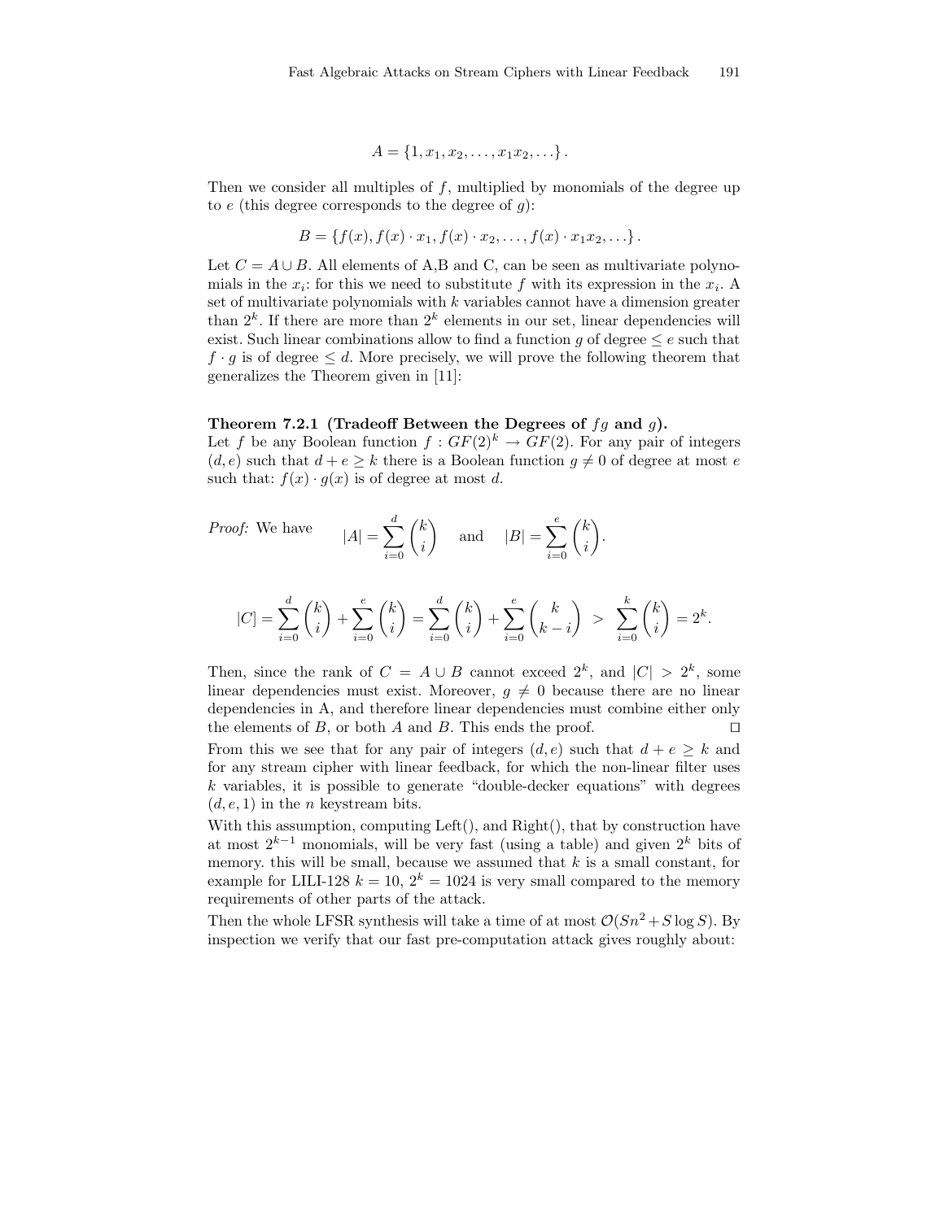$$A = \{1, x_1, x_2, \ldots, x_1x_2, \ldots\}.$$

Then we consider all multiples of $f$, multiplied by monomials of the degree up to $e$ (this degree corresponds to the degree of $g$):

$$B = \{f(x), f(x) \cdot x_1, f(x) \cdot x_2, \ldots, f(x) \cdot x_1x_2, \ldots\}.$$

Let $C = A \cup B$. All elements of A,B and C, can be seen as multivariate polynomials in the $x_i$: for this we need to substitute $f$ with its expression in the $x_i$. A set of multivariate polynomials with $k$ variables cannot have a dimension greater than $2^k$. If there are more than $2^k$ elements in our set, linear dependencies will exist. Such linear combinations allow to find a function $g$ of degree $\leq e$ such that $f \cdot g$ is of degree $\leq d$. More precisely, we will prove the following theorem that generalizes the Theorem given in [11]:

**Theorem 7.2.1 (Tradeoff Between the Degrees of $fg$ and $g$).**
Let $f$ be any Boolean function $f : GF(2)^k \to GF(2)$. For any pair of integers $(d, e)$ such that $d + e \geq k$ there is a Boolean function $g \neq 0$ of degree at most $e$ such that: $f(x) \cdot g(x)$ is of degree at most $d$.

*Proof:* We have $$|A| = \sum_{i=0}^{d} \binom{k}{i} \quad \text{and} \quad |B| = \sum_{i=0}^{e} \binom{k}{i}.$$

$$|C| = \sum_{i=0}^{d} \binom{k}{i} + \sum_{i=0}^{e} \binom{k}{i} = \sum_{i=0}^{d} \binom{k}{i} + \sum_{i=0}^{e} \binom{k}{k-i} \; > \; \sum_{i=0}^{k} \binom{k}{i} = 2^k.$$

Then, since the rank of $C = A \cup B$ cannot exceed $2^k$, and $|C| > 2^k$, some linear dependencies must exist. Moreover, $g \neq 0$ because there are no linear dependencies in A, and therefore linear dependencies must combine either only the elements of $B$, or both $A$ and $B$. This ends the proof. ◻

From this we see that for any pair of integers $(d, e)$ such that $d + e \geq k$ and for any stream cipher with linear feedback, for which the non-linear filter uses $k$ variables, it is possible to generate "double-decker equations" with degrees $(d, e, 1)$ in the $n$ keystream bits.

With this assumption, computing Left(), and Right(), that by construction have at most $2^{k-1}$ monomials, will be very fast (using a table) and given $2^k$ bits of memory. this will be small, because we assumed that $k$ is a small constant, for example for LILI-128 $k = 10$, $2^k = 1024$ is very small compared to the memory requirements of other parts of the attack.

Then the whole LFSR synthesis will take a time of at most $\mathcal{O}(Sn^2 + S \log S)$. By inspection we verify that our fast pre-computation attack gives roughly about: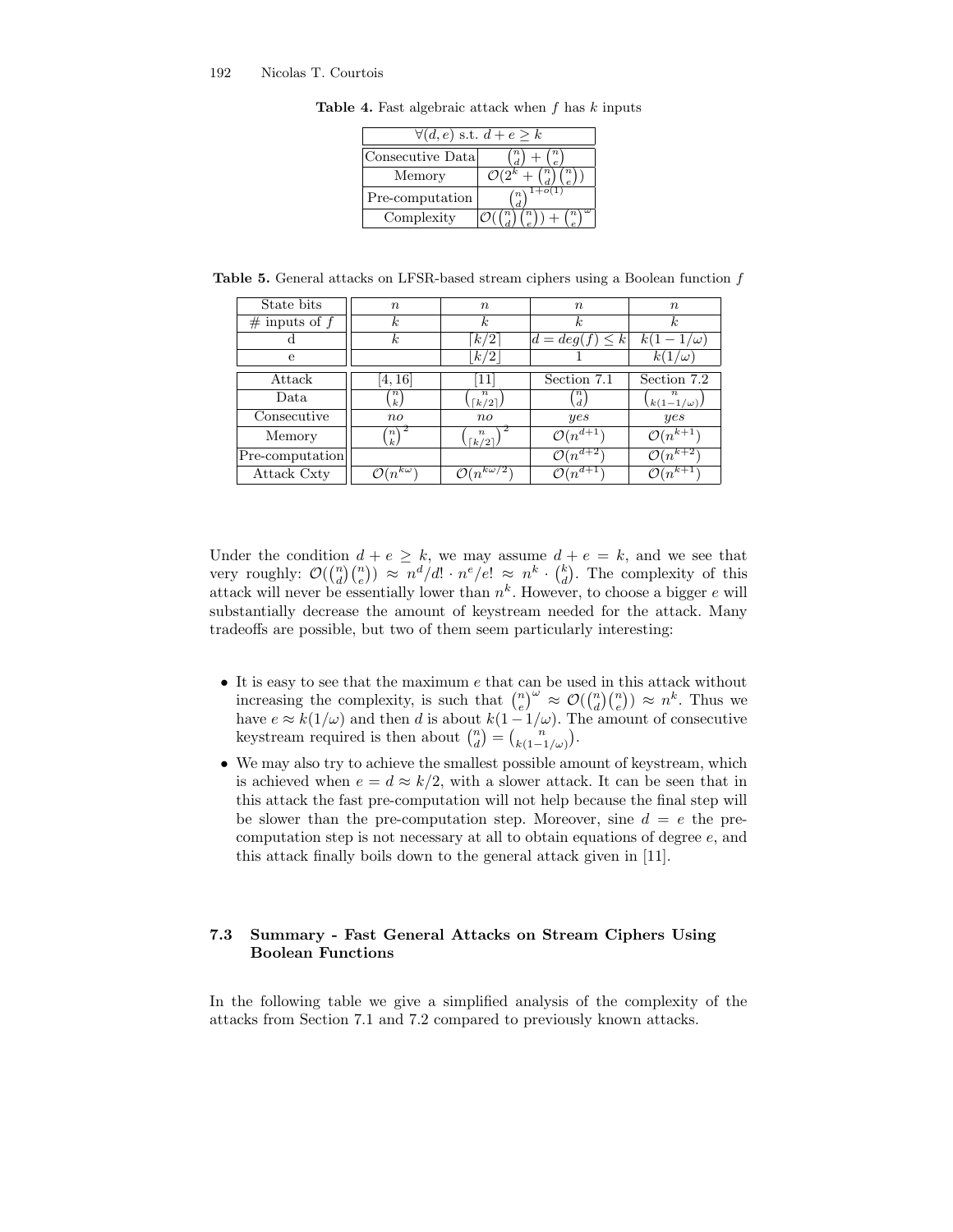**Table 4.** Fast algebraic attack when $f$ has $k$ inputs

| $\forall(d,e)$ s.t. $d+e \geq k$ | |
|---|---|
| Consecutive Data | $\binom{n}{d} + \binom{n}{e}$ |
| Memory | $\mathcal{O}(2^k + \binom{n}{d}\binom{n}{e})$ |
| Pre-computation | $\binom{n}{d}^{1+o(1)}$ |
| Complexity | $\mathcal{O}(\binom{n}{d}\binom{n}{e}) + \binom{n}{e}^{\omega}$ |

**Table 5.** General attacks on LFSR-based stream ciphers using a Boolean function $f$

| State bits | $n$ | $n$ | $n$ | $n$ |
|---|---|---|---|---|
| # inputs of $f$ | $k$ | $k$ | $k$ | $k$ |
| d | $k$ | $\lceil k/2 \rceil$ | $d = deg(f) \leq k$ | $k(1-1/\omega)$ |
| e | | $\lfloor k/2 \rfloor$ | 1 | $k(1/\omega)$ |
| Attack | [4, 16] | [11] | Section 7.1 | Section 7.2 |
| Data | $\binom{n}{k}$ | $\binom{n}{\lceil k/2 \rceil}$ | $\binom{n}{d}$ | $\binom{n}{k(1-1/\omega)}$ |
| Consecutive | *no* | *no* | *yes* | *yes* |
| Memory | $\binom{n}{k}^2$ | $\binom{n}{\lceil k/2 \rceil}^2$ | $\mathcal{O}(n^{d+1})$ | $\mathcal{O}(n^{k+1})$ |
| Pre-computation | | | $\mathcal{O}(n^{d+2})$ | $\mathcal{O}(n^{k+2})$ |
| Attack Cxty | $\mathcal{O}(n^{k\omega})$ | $\mathcal{O}(n^{k\omega/2})$ | $\mathcal{O}(n^{d+1})$ | $\mathcal{O}(n^{k+1})$ |

Under the condition $d + e \geq k$, we may assume $d + e = k$, and we see that very roughly: $\mathcal{O}(\binom{n}{d}\binom{n}{e}) \approx n^d/d! \cdot n^e/e! \approx n^k \cdot \binom{k}{d}$. The complexity of this attack will never be essentially lower than $n^k$. However, to choose a bigger $e$ will substantially decrease the amount of keystream needed for the attack. Many tradeoffs are possible, but two of them seem particularly interesting:

- It is easy to see that the maximum $e$ that can be used in this attack without increasing the complexity, is such that $\binom{n}{e}^{\omega} \approx \mathcal{O}(\binom{n}{d}\binom{n}{e}) \approx n^k$. Thus we have $e \approx k(1/\omega)$ and then $d$ is about $k(1-1/\omega)$. The amount of consecutive keystream required is then about $\binom{n}{d} = \binom{n}{k(1-1/\omega)}$.
- We may also try to achieve the smallest possible amount of keystream, which is achieved when $e = d \approx k/2$, with a slower attack. It can be seen that in this attack the fast pre-computation will not help because the final step will be slower than the pre-computation step. Moreover, sine $d = e$ the pre-computation step is not necessary at all to obtain equations of degree $e$, and this attack finally boils down to the general attack given in [11].

### 7.3 Summary - Fast General Attacks on Stream Ciphers Using Boolean Functions

In the following table we give a simplified analysis of the complexity of the attacks from Section 7.1 and 7.2 compared to previously known attacks.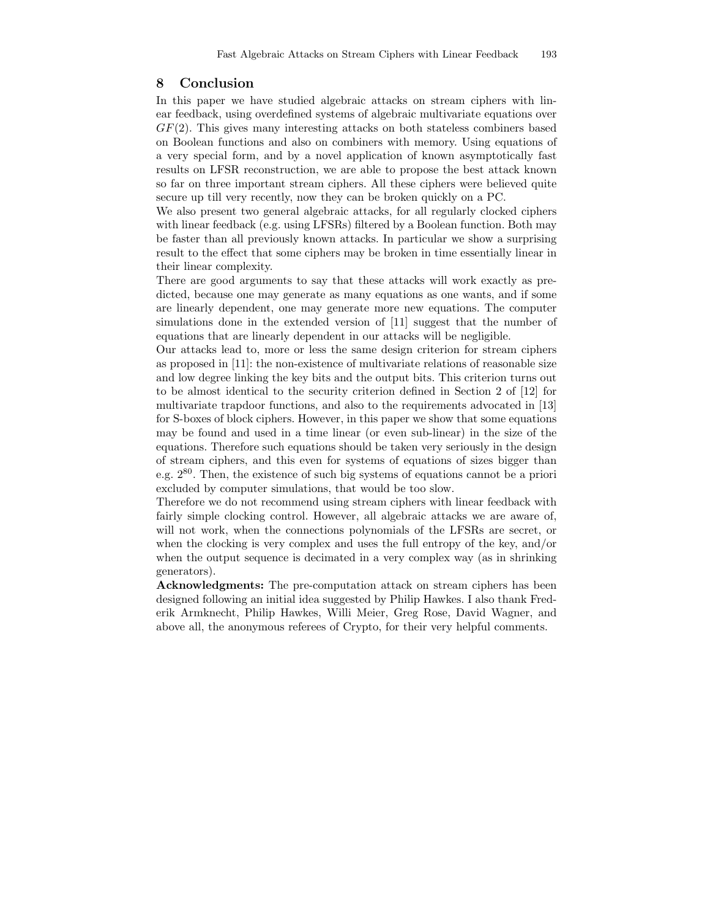## 8 Conclusion

In this paper we have studied algebraic attacks on stream ciphers with linear feedback, using overdefined systems of algebraic multivariate equations over $GF(2)$. This gives many interesting attacks on both stateless combiners based on Boolean functions and also on combiners with memory. Using equations of a very special form, and by a novel application of known asymptotically fast results on LFSR reconstruction, we are able to propose the best attack known so far on three important stream ciphers. All these ciphers were believed quite secure up till very recently, now they can be broken quickly on a PC.

We also present two general algebraic attacks, for all regularly clocked ciphers with linear feedback (e.g. using LFSRs) filtered by a Boolean function. Both may be faster than all previously known attacks. In particular we show a surprising result to the effect that some ciphers may be broken in time essentially linear in their linear complexity.

There are good arguments to say that these attacks will work exactly as predicted, because one may generate as many equations as one wants, and if some are linearly dependent, one may generate more new equations. The computer simulations done in the extended version of [11] suggest that the number of equations that are linearly dependent in our attacks will be negligible.

Our attacks lead to, more or less the same design criterion for stream ciphers as proposed in [11]: the non-existence of multivariate relations of reasonable size and low degree linking the key bits and the output bits. This criterion turns out to be almost identical to the security criterion defined in Section 2 of [12] for multivariate trapdoor functions, and also to the requirements advocated in [13] for S-boxes of block ciphers. However, in this paper we show that some equations may be found and used in a time linear (or even sub-linear) in the size of the equations. Therefore such equations should be taken very seriously in the design of stream ciphers, and this even for systems of equations of sizes bigger than e.g. $2^{80}$. Then, the existence of such big systems of equations cannot be a priori excluded by computer simulations, that would be too slow.

Therefore we do not recommend using stream ciphers with linear feedback with fairly simple clocking control. However, all algebraic attacks we are aware of, will not work, when the connections polynomials of the LFSRs are secret, or when the clocking is very complex and uses the full entropy of the key, and/or when the output sequence is decimated in a very complex way (as in shrinking generators).

**Acknowledgments:** The pre-computation attack on stream ciphers has been designed following an initial idea suggested by Philip Hawkes. I also thank Frederik Armknecht, Philip Hawkes, Willi Meier, Greg Rose, David Wagner, and above all, the anonymous referees of Crypto, for their very helpful comments.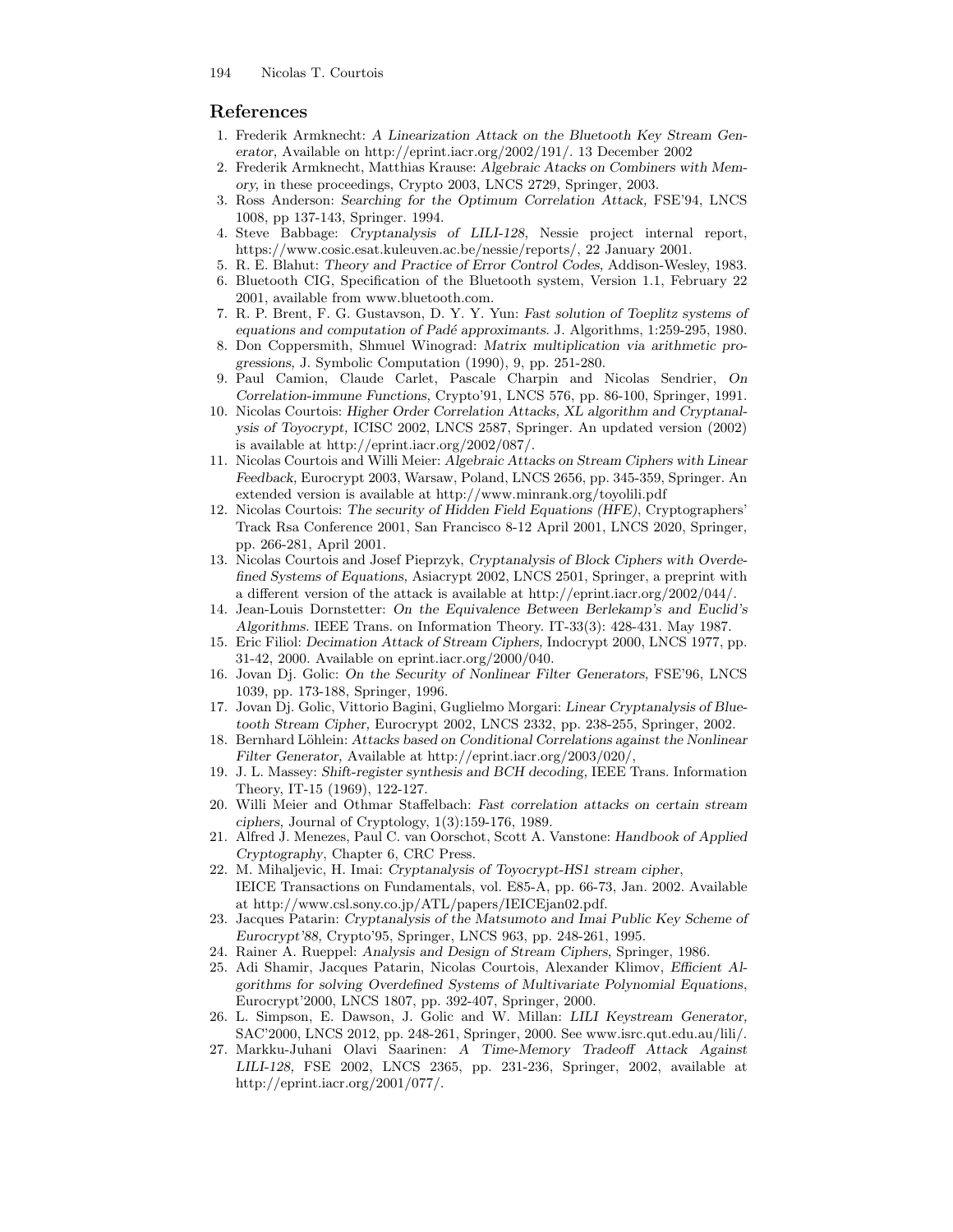## References

1. Frederik Armknecht: *A Linearization Attack on the Bluetooth Key Stream Generator*, Available on http://eprint.iacr.org/2002/191/. 13 December 2002
2. Frederik Armknecht, Matthias Krause: *Algebraic Atacks on Combiners with Memory*, in these proceedings, Crypto 2003, LNCS 2729, Springer, 2003.
3. Ross Anderson: *Searching for the Optimum Correlation Attack*, FSE'94, LNCS 1008, pp 137-143, Springer. 1994.
4. Steve Babbage: *Cryptanalysis of LILI-128*, Nessie project internal report, https://www.cosic.esat.kuleuven.ac.be/nessie/reports/, 22 January 2001.
5. R. E. Blahut: *Theory and Practice of Error Control Codes*, Addison-Wesley, 1983.
6. Bluetooth CIG, Specification of the Bluetooth system, Version 1.1, February 22 2001, available from www.bluetooth.com.
7. R. P. Brent, F. G. Gustavson, D. Y. Y. Yun: *Fast solution of Toeplitz systems of equations and computation of Padé approximants*. J. Algorithms, 1:259-295, 1980.
8. Don Coppersmith, Shmuel Winograd: *Matrix multiplication via arithmetic progressions*, J. Symbolic Computation (1990), 9, pp. 251-280.
9. Paul Camion, Claude Carlet, Pascale Charpin and Nicolas Sendrier, *On Correlation-immune Functions*, Crypto'91, LNCS 576, pp. 86-100, Springer, 1991.
10. Nicolas Courtois: *Higher Order Correlation Attacks, XL algorithm and Cryptanalysis of Toyocrypt*, ICISC 2002, LNCS 2587, Springer. An updated version (2002) is available at http://eprint.iacr.org/2002/087/.
11. Nicolas Courtois and Willi Meier: *Algebraic Attacks on Stream Ciphers with Linear Feedback*, Eurocrypt 2003, Warsaw, Poland, LNCS 2656, pp. 345-359, Springer. An extended version is available at http://www.minrank.org/toyolili.pdf
12. Nicolas Courtois: *The security of Hidden Field Equations (HFE)*, Cryptographers' Track Rsa Conference 2001, San Francisco 8-12 April 2001, LNCS 2020, Springer, pp. 266-281, April 2001.
13. Nicolas Courtois and Josef Pieprzyk, *Cryptanalysis of Block Ciphers with Overdefined Systems of Equations*, Asiacrypt 2002, LNCS 2501, Springer, a preprint with a different version of the attack is available at http://eprint.iacr.org/2002/044/.
14. Jean-Louis Dornstetter: *On the Equivalence Between Berlekamp's and Euclid's Algorithms*. IEEE Trans. on Information Theory. IT-33(3): 428-431. May 1987.
15. Eric Filiol: *Decimation Attack of Stream Ciphers*, Indocrypt 2000, LNCS 1977, pp. 31-42, 2000. Available on eprint.iacr.org/2000/040.
16. Jovan Dj. Golic: *On the Security of Nonlinear Filter Generators*, FSE'96, LNCS 1039, pp. 173-188, Springer, 1996.
17. Jovan Dj. Golic, Vittorio Bagini, Guglielmo Morgari: *Linear Cryptanalysis of Bluetooth Stream Cipher*, Eurocrypt 2002, LNCS 2332, pp. 238-255, Springer, 2002.
18. Bernhard Löhlein: *Attacks based on Conditional Correlations against the Nonlinear Filter Generator*, Available at http://eprint.iacr.org/2003/020/,
19. J. L. Massey: *Shift-register synthesis and BCH decoding*, IEEE Trans. Information Theory, IT-15 (1969), 122-127.
20. Willi Meier and Othmar Staffelbach: *Fast correlation attacks on certain stream ciphers*, Journal of Cryptology, 1(3):159-176, 1989.
21. Alfred J. Menezes, Paul C. van Oorschot, Scott A. Vanstone: *Handbook of Applied Cryptography*, Chapter 6, CRC Press.
22. M. Mihaljevic, H. Imai: *Cryptanalysis of Toyocrypt-HS1 stream cipher*, IEICE Transactions on Fundamentals, vol. E85-A, pp. 66-73, Jan. 2002. Available at http://www.csl.sony.co.jp/ATL/papers/IEICEjan02.pdf.
23. Jacques Patarin: *Cryptanalysis of the Matsumoto and Imai Public Key Scheme of Eurocrypt'88*, Crypto'95, Springer, LNCS 963, pp. 248-261, 1995.
24. Rainer A. Rueppel: *Analysis and Design of Stream Ciphers*, Springer, 1986.
25. Adi Shamir, Jacques Patarin, Nicolas Courtois, Alexander Klimov, *Efficient Algorithms for solving Overdefined Systems of Multivariate Polynomial Equations*, Eurocrypt'2000, LNCS 1807, pp. 392-407, Springer, 2000.
26. L. Simpson, E. Dawson, J. Golic and W. Millan: *LILI Keystream Generator*, SAC'2000, LNCS 2012, pp. 248-261, Springer, 2000. See www.isrc.qut.edu.au/lili/.
27. Markku-Juhani Olavi Saarinen: *A Time-Memory Tradeoff Attack Against LILI-128*, FSE 2002, LNCS 2365, pp. 231-236, Springer, 2002, available at http://eprint.iacr.org/2001/077/.